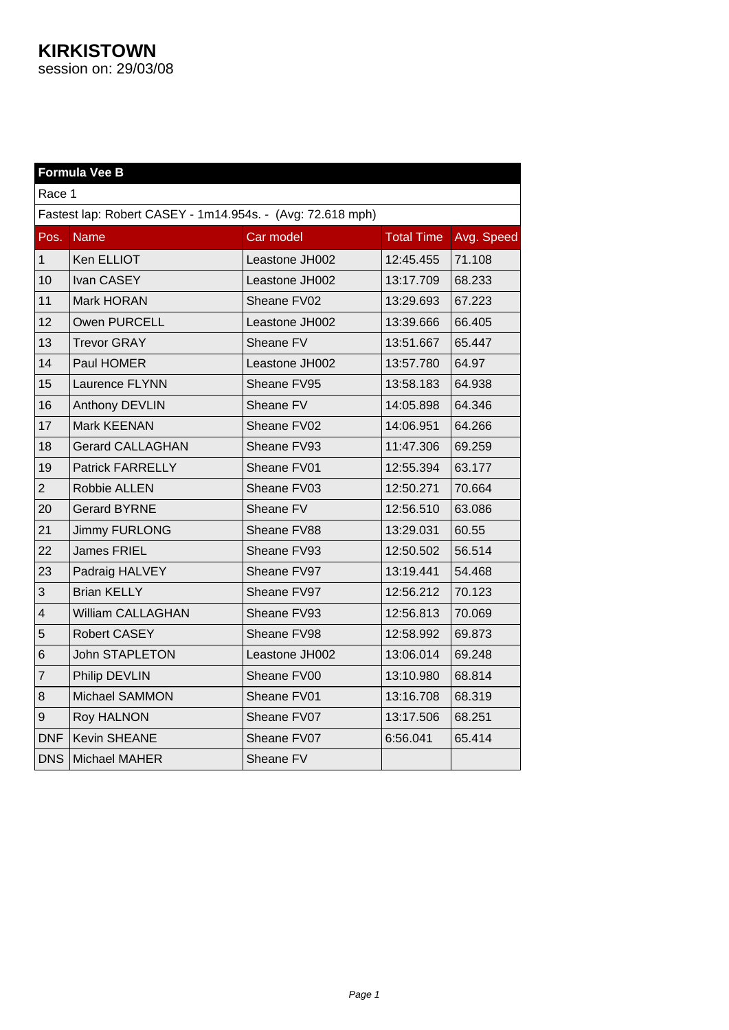# KIRKISTOWN

session on: 29/03/08

| Formula Vee B | | | | |
|---|---|---|---|---|
| Race 1 | | | | |
| Fastest lap: Robert CASEY - 1m14.954s. - (Avg: 72.618 mph) | | | | |
| Pos. | Name | Car model | Total Time | Avg. Speed |
| 1 | Ken ELLIOT | Leastone JH002 | 12:45.455 | 71.108 |
| 10 | Ivan CASEY | Leastone JH002 | 13:17.709 | 68.233 |
| 11 | Mark HORAN | Sheane FV02 | 13:29.693 | 67.223 |
| 12 | Owen PURCELL | Leastone JH002 | 13:39.666 | 66.405 |
| 13 | Trevor GRAY | Sheane FV | 13:51.667 | 65.447 |
| 14 | Paul HOMER | Leastone JH002 | 13:57.780 | 64.97 |
| 15 | Laurence FLYNN | Sheane FV95 | 13:58.183 | 64.938 |
| 16 | Anthony DEVLIN | Sheane FV | 14:05.898 | 64.346 |
| 17 | Mark KEENAN | Sheane FV02 | 14:06.951 | 64.266 |
| 18 | Gerard CALLAGHAN | Sheane FV93 | 11:47.306 | 69.259 |
| 19 | Patrick FARRELLY | Sheane FV01 | 12:55.394 | 63.177 |
| 2 | Robbie ALLEN | Sheane FV03 | 12:50.271 | 70.664 |
| 20 | Gerard BYRNE | Sheane FV | 12:56.510 | 63.086 |
| 21 | Jimmy FURLONG | Sheane FV88 | 13:29.031 | 60.55 |
| 22 | James FRIEL | Sheane FV93 | 12:50.502 | 56.514 |
| 23 | Padraig HALVEY | Sheane FV97 | 13:19.441 | 54.468 |
| 3 | Brian KELLY | Sheane FV97 | 12:56.212 | 70.123 |
| 4 | William CALLAGHAN | Sheane FV93 | 12:56.813 | 70.069 |
| 5 | Robert CASEY | Sheane FV98 | 12:58.992 | 69.873 |
| 6 | John STAPLETON | Leastone JH002 | 13:06.014 | 69.248 |
| 7 | Philip DEVLIN | Sheane FV00 | 13:10.980 | 68.814 |
| 8 | Michael SAMMON | Sheane FV01 | 13:16.708 | 68.319 |
| 9 | Roy HALNON | Sheane FV07 | 13:17.506 | 68.251 |
| DNF | Kevin SHEANE | Sheane FV07 | 6:56.041 | 65.414 |
| DNS | Michael MAHER | Sheane FV | | |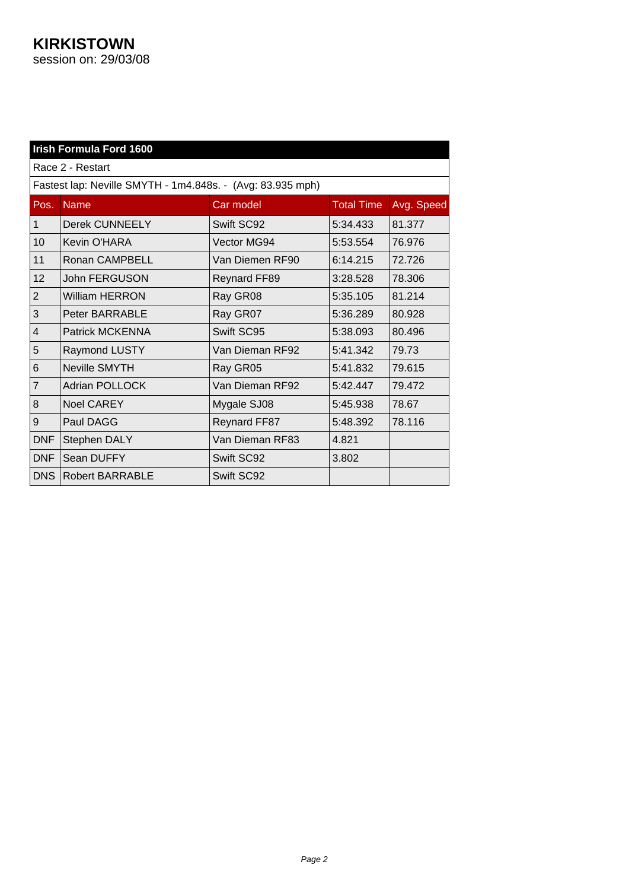# KIRKISTOWN

session on: 29/03/08

| Irish Formula Ford 1600 | | | | |
|---|---|---|---|---|
| Race 2 - Restart | | | | |
| Fastest lap: Neville SMYTH - 1m4.848s. - (Avg: 83.935 mph) | | | | |
| **Pos.** | **Name** | **Car model** | **Total Time** | **Avg. Speed** |
| 1 | Derek CUNNEELY | Swift SC92 | 5:34.433 | 81.377 |
| 10 | Kevin O'HARA | Vector MG94 | 5:53.554 | 76.976 |
| 11 | Ronan CAMPBELL | Van Diemen RF90 | 6:14.215 | 72.726 |
| 12 | John FERGUSON | Reynard FF89 | 3:28.528 | 78.306 |
| 2 | William HERRON | Ray GR08 | 5:35.105 | 81.214 |
| 3 | Peter BARRABLE | Ray GR07 | 5:36.289 | 80.928 |
| 4 | Patrick MCKENNA | Swift SC95 | 5:38.093 | 80.496 |
| 5 | Raymond LUSTY | Van Dieman RF92 | 5:41.342 | 79.73 |
| 6 | Neville SMYTH | Ray GR05 | 5:41.832 | 79.615 |
| 7 | Adrian POLLOCK | Van Dieman RF92 | 5:42.447 | 79.472 |
| 8 | Noel CAREY | Mygale SJ08 | 5:45.938 | 78.67 |
| 9 | Paul DAGG | Reynard FF87 | 5:48.392 | 78.116 |
| DNF | Stephen DALY | Van Dieman RF83 | 4.821 | |
| DNF | Sean DUFFY | Swift SC92 | 3.802 | |
| DNS | Robert BARRABLE | Swift SC92 | | |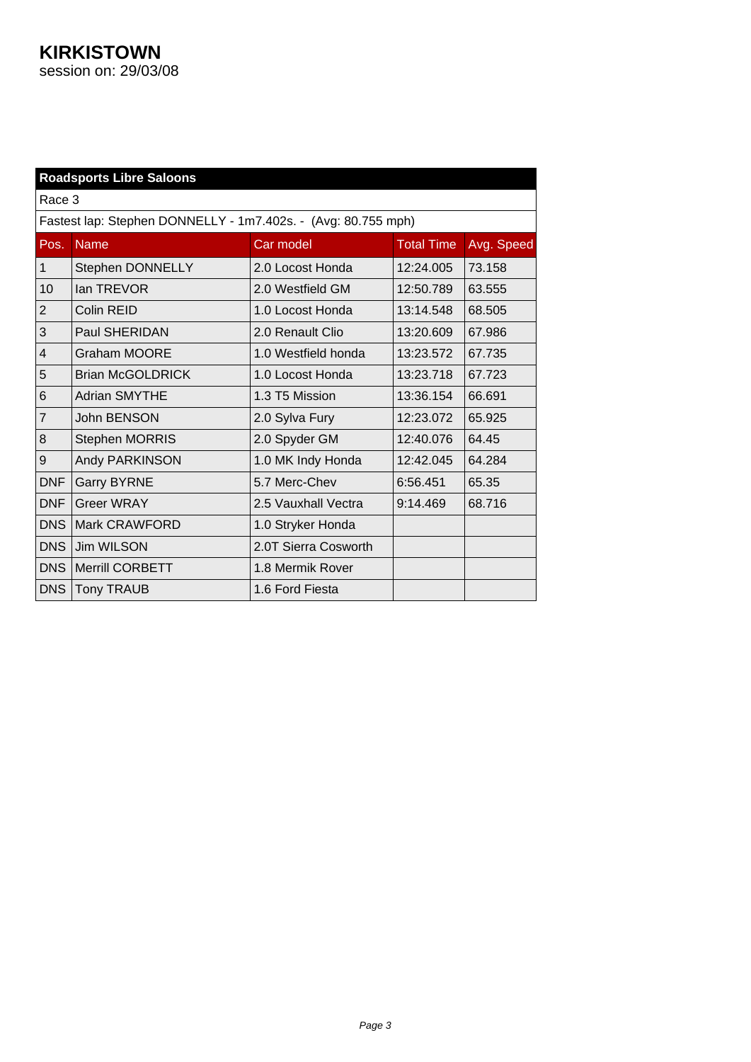# KIRKISTOWN

session on: 29/03/08

| Roadsports Libre Saloons | | | | |
|---|---|---|---|---|
| Race 3 | | | | |
| Fastest lap: Stephen DONNELLY - 1m7.402s. - (Avg: 80.755 mph) | | | | |
| Pos. | Name | Car model | Total Time | Avg. Speed |
| 1 | Stephen DONNELLY | 2.0 Locost Honda | 12:24.005 | 73.158 |
| 10 | Ian TREVOR | 2.0 Westfield GM | 12:50.789 | 63.555 |
| 2 | Colin REID | 1.0 Locost Honda | 13:14.548 | 68.505 |
| 3 | Paul SHERIDAN | 2.0 Renault Clio | 13:20.609 | 67.986 |
| 4 | Graham MOORE | 1.0 Westfield honda | 13:23.572 | 67.735 |
| 5 | Brian McGOLDRICK | 1.0 Locost Honda | 13:23.718 | 67.723 |
| 6 | Adrian SMYTHE | 1.3 T5 Mission | 13:36.154 | 66.691 |
| 7 | John BENSON | 2.0 Sylva Fury | 12:23.072 | 65.925 |
| 8 | Stephen MORRIS | 2.0 Spyder GM | 12:40.076 | 64.45 |
| 9 | Andy PARKINSON | 1.0 MK Indy Honda | 12:42.045 | 64.284 |
| DNF | Garry BYRNE | 5.7 Merc-Chev | 6:56.451 | 65.35 |
| DNF | Greer WRAY | 2.5 Vauxhall Vectra | 9:14.469 | 68.716 |
| DNS | Mark CRAWFORD | 1.0 Stryker Honda | | |
| DNS | Jim WILSON | 2.0T Sierra Cosworth | | |
| DNS | Merrill CORBETT | 1.8 Mermik Rover | | |
| DNS | Tony TRAUB | 1.6 Ford Fiesta | | |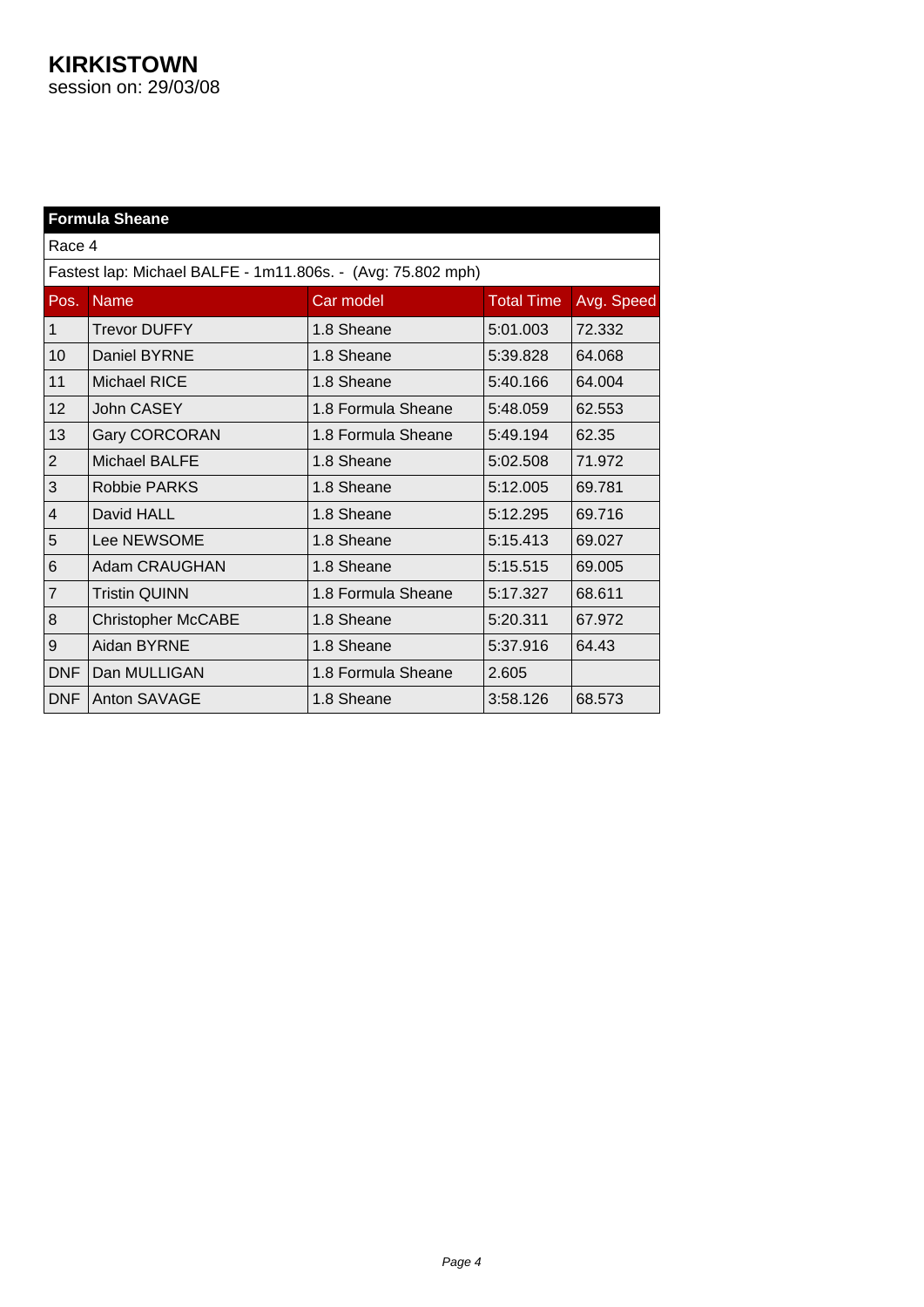# KIRKISTOWN

session on: 29/03/08

| Formula Sheane | | | | |
|---|---|---|---|---|
| Race 4 | | | | |
| Fastest lap: Michael BALFE - 1m11.806s. - (Avg: 75.802 mph) | | | | |
| Pos. | Name | Car model | Total Time | Avg. Speed |
| 1 | Trevor DUFFY | 1.8 Sheane | 5:01.003 | 72.332 |
| 10 | Daniel BYRNE | 1.8 Sheane | 5:39.828 | 64.068 |
| 11 | Michael RICE | 1.8 Sheane | 5:40.166 | 64.004 |
| 12 | John CASEY | 1.8 Formula Sheane | 5:48.059 | 62.553 |
| 13 | Gary CORCORAN | 1.8 Formula Sheane | 5:49.194 | 62.35 |
| 2 | Michael BALFE | 1.8 Sheane | 5:02.508 | 71.972 |
| 3 | Robbie PARKS | 1.8 Sheane | 5:12.005 | 69.781 |
| 4 | David HALL | 1.8 Sheane | 5:12.295 | 69.716 |
| 5 | Lee NEWSOME | 1.8 Sheane | 5:15.413 | 69.027 |
| 6 | Adam CRAUGHAN | 1.8 Sheane | 5:15.515 | 69.005 |
| 7 | Tristin QUINN | 1.8 Formula Sheane | 5:17.327 | 68.611 |
| 8 | Christopher McCABE | 1.8 Sheane | 5:20.311 | 67.972 |
| 9 | Aidan BYRNE | 1.8 Sheane | 5:37.916 | 64.43 |
| DNF | Dan MULLIGAN | 1.8 Formula Sheane | 2.605 | |
| DNF | Anton SAVAGE | 1.8 Sheane | 3:58.126 | 68.573 |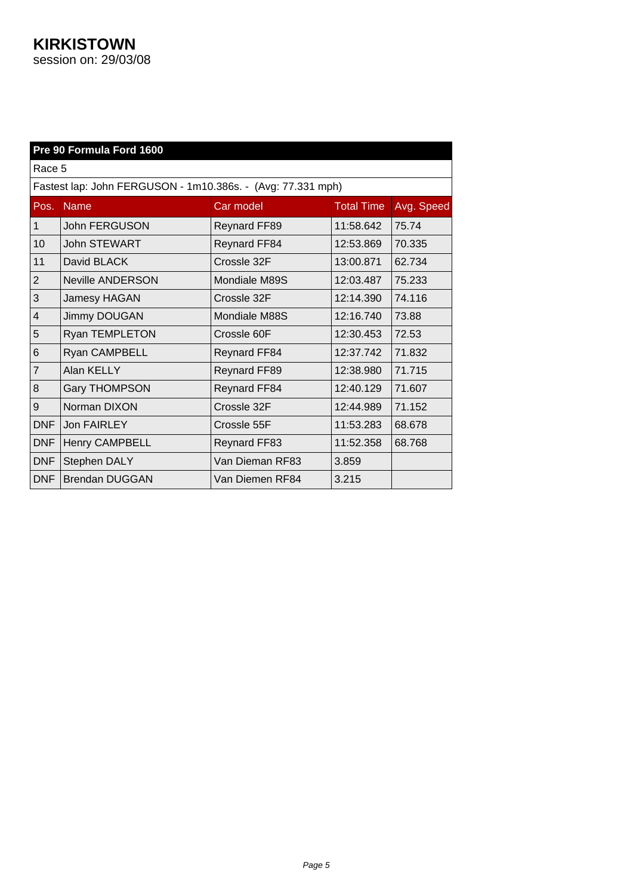# KIRKISTOWN

session on: 29/03/08

| Pre 90 Formula Ford 1600 | | | | |
|---|---|---|---|---|
| Race 5 | | | | |
| Fastest lap: John FERGUSON - 1m10.386s. - (Avg: 77.331 mph) | | | | |
| **Pos.** | **Name** | **Car model** | **Total Time** | **Avg. Speed** |
| 1 | John FERGUSON | Reynard FF89 | 11:58.642 | 75.74 |
| 10 | John STEWART | Reynard FF84 | 12:53.869 | 70.335 |
| 11 | David BLACK | Crossle 32F | 13:00.871 | 62.734 |
| 2 | Neville ANDERSON | Mondiale M89S | 12:03.487 | 75.233 |
| 3 | Jamesy HAGAN | Crossle 32F | 12:14.390 | 74.116 |
| 4 | Jimmy DOUGAN | Mondiale M88S | 12:16.740 | 73.88 |
| 5 | Ryan TEMPLETON | Crossle 60F | 12:30.453 | 72.53 |
| 6 | Ryan CAMPBELL | Reynard FF84 | 12:37.742 | 71.832 |
| 7 | Alan KELLY | Reynard FF89 | 12:38.980 | 71.715 |
| 8 | Gary THOMPSON | Reynard FF84 | 12:40.129 | 71.607 |
| 9 | Norman DIXON | Crossle 32F | 12:44.989 | 71.152 |
| DNF | Jon FAIRLEY | Crossle 55F | 11:53.283 | 68.678 |
| DNF | Henry CAMPBELL | Reynard FF83 | 11:52.358 | 68.768 |
| DNF | Stephen DALY | Van Dieman RF83 | 3.859 | |
| DNF | Brendan DUGGAN | Van Diemen RF84 | 3.215 | |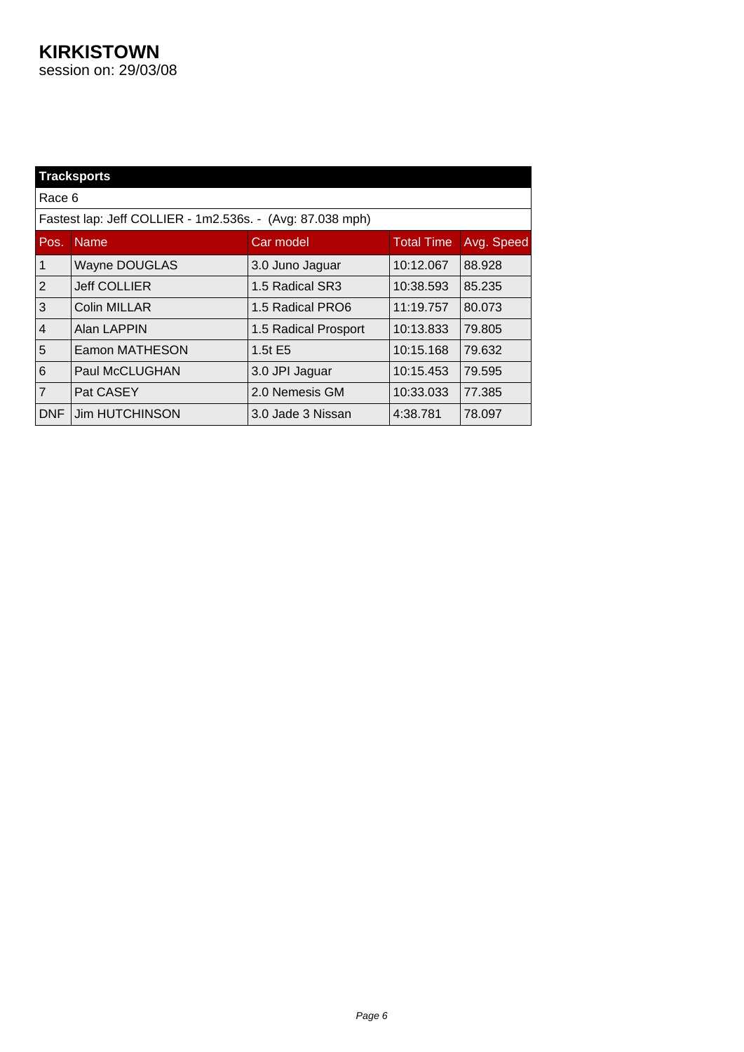# KIRKISTOWN

session on: 29/03/08

**Tracksports**

Race 6

Fastest lap: Jeff COLLIER - 1m2.536s. - (Avg: 87.038 mph)

| Pos. | Name | Car model | Total Time | Avg. Speed |
|---|---|---|---|---|
| 1 | Wayne DOUGLAS | 3.0 Juno Jaguar | 10:12.067 | 88.928 |
| 2 | Jeff COLLIER | 1.5 Radical SR3 | 10:38.593 | 85.235 |
| 3 | Colin MILLAR | 1.5 Radical PRO6 | 11:19.757 | 80.073 |
| 4 | Alan LAPPIN | 1.5 Radical Prosport | 10:13.833 | 79.805 |
| 5 | Eamon MATHESON | 1.5t E5 | 10:15.168 | 79.632 |
| 6 | Paul McCLUGHAN | 3.0 JPI Jaguar | 10:15.453 | 79.595 |
| 7 | Pat CASEY | 2.0 Nemesis GM | 10:33.033 | 77.385 |
| DNF | Jim HUTCHINSON | 3.0 Jade 3 Nissan | 4:38.781 | 78.097 |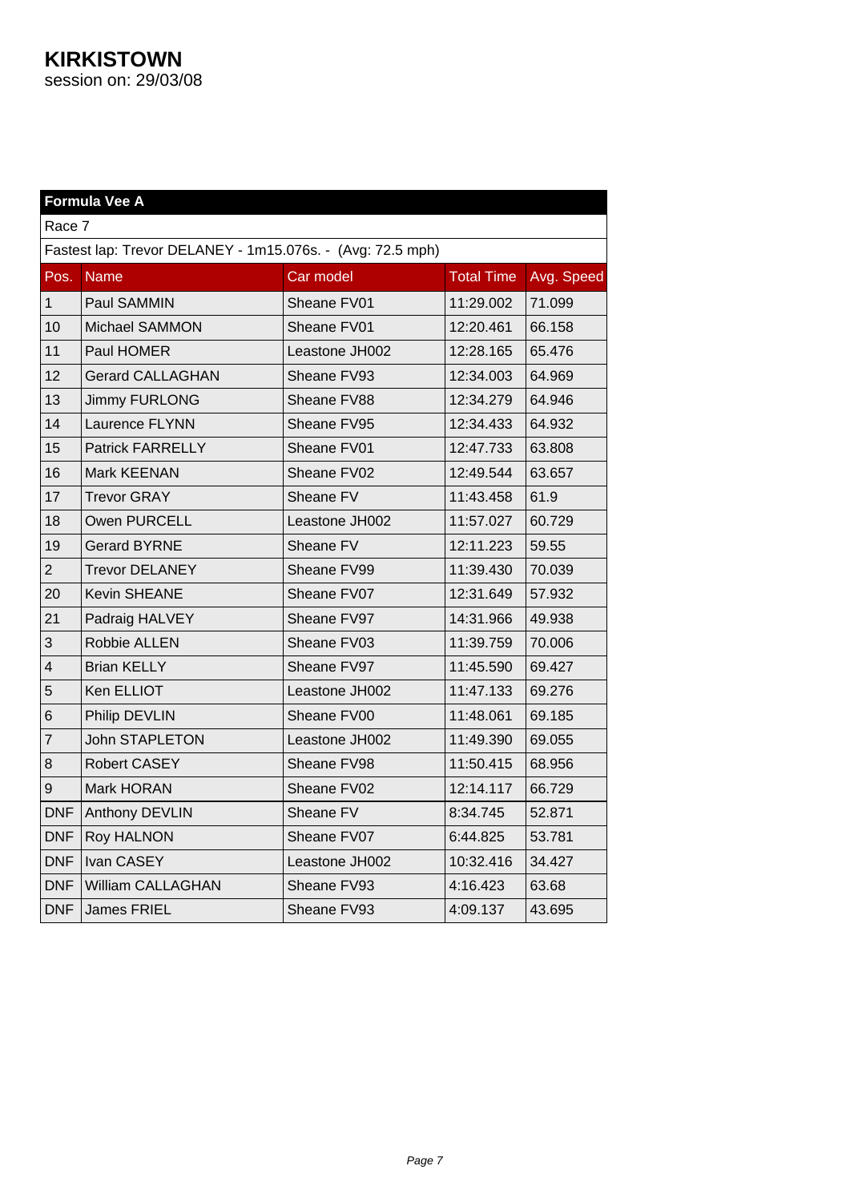# KIRKISTOWN

session on: 29/03/08

| Formula Vee A | | | | |
|---|---|---|---|---|
| Race 7 | | | | |
| Fastest lap: Trevor DELANEY - 1m15.076s. - (Avg: 72.5 mph) | | | | |
| **Pos.** | **Name** | **Car model** | **Total Time** | **Avg. Speed** |
| 1 | Paul SAMMIN | Sheane FV01 | 11:29.002 | 71.099 |
| 10 | Michael SAMMON | Sheane FV01 | 12:20.461 | 66.158 |
| 11 | Paul HOMER | Leastone JH002 | 12:28.165 | 65.476 |
| 12 | Gerard CALLAGHAN | Sheane FV93 | 12:34.003 | 64.969 |
| 13 | Jimmy FURLONG | Sheane FV88 | 12:34.279 | 64.946 |
| 14 | Laurence FLYNN | Sheane FV95 | 12:34.433 | 64.932 |
| 15 | Patrick FARRELLY | Sheane FV01 | 12:47.733 | 63.808 |
| 16 | Mark KEENAN | Sheane FV02 | 12:49.544 | 63.657 |
| 17 | Trevor GRAY | Sheane FV | 11:43.458 | 61.9 |
| 18 | Owen PURCELL | Leastone JH002 | 11:57.027 | 60.729 |
| 19 | Gerard BYRNE | Sheane FV | 12:11.223 | 59.55 |
| 2 | Trevor DELANEY | Sheane FV99 | 11:39.430 | 70.039 |
| 20 | Kevin SHEANE | Sheane FV07 | 12:31.649 | 57.932 |
| 21 | Padraig HALVEY | Sheane FV97 | 14:31.966 | 49.938 |
| 3 | Robbie ALLEN | Sheane FV03 | 11:39.759 | 70.006 |
| 4 | Brian KELLY | Sheane FV97 | 11:45.590 | 69.427 |
| 5 | Ken ELLIOT | Leastone JH002 | 11:47.133 | 69.276 |
| 6 | Philip DEVLIN | Sheane FV00 | 11:48.061 | 69.185 |
| 7 | John STAPLETON | Leastone JH002 | 11:49.390 | 69.055 |
| 8 | Robert CASEY | Sheane FV98 | 11:50.415 | 68.956 |
| 9 | Mark HORAN | Sheane FV02 | 12:14.117 | 66.729 |
| DNF | Anthony DEVLIN | Sheane FV | 8:34.745 | 52.871 |
| DNF | Roy HALNON | Sheane FV07 | 6:44.825 | 53.781 |
| DNF | Ivan CASEY | Leastone JH002 | 10:32.416 | 34.427 |
| DNF | William CALLAGHAN | Sheane FV93 | 4:16.423 | 63.68 |
| DNF | James FRIEL | Sheane FV93 | 4:09.137 | 43.695 |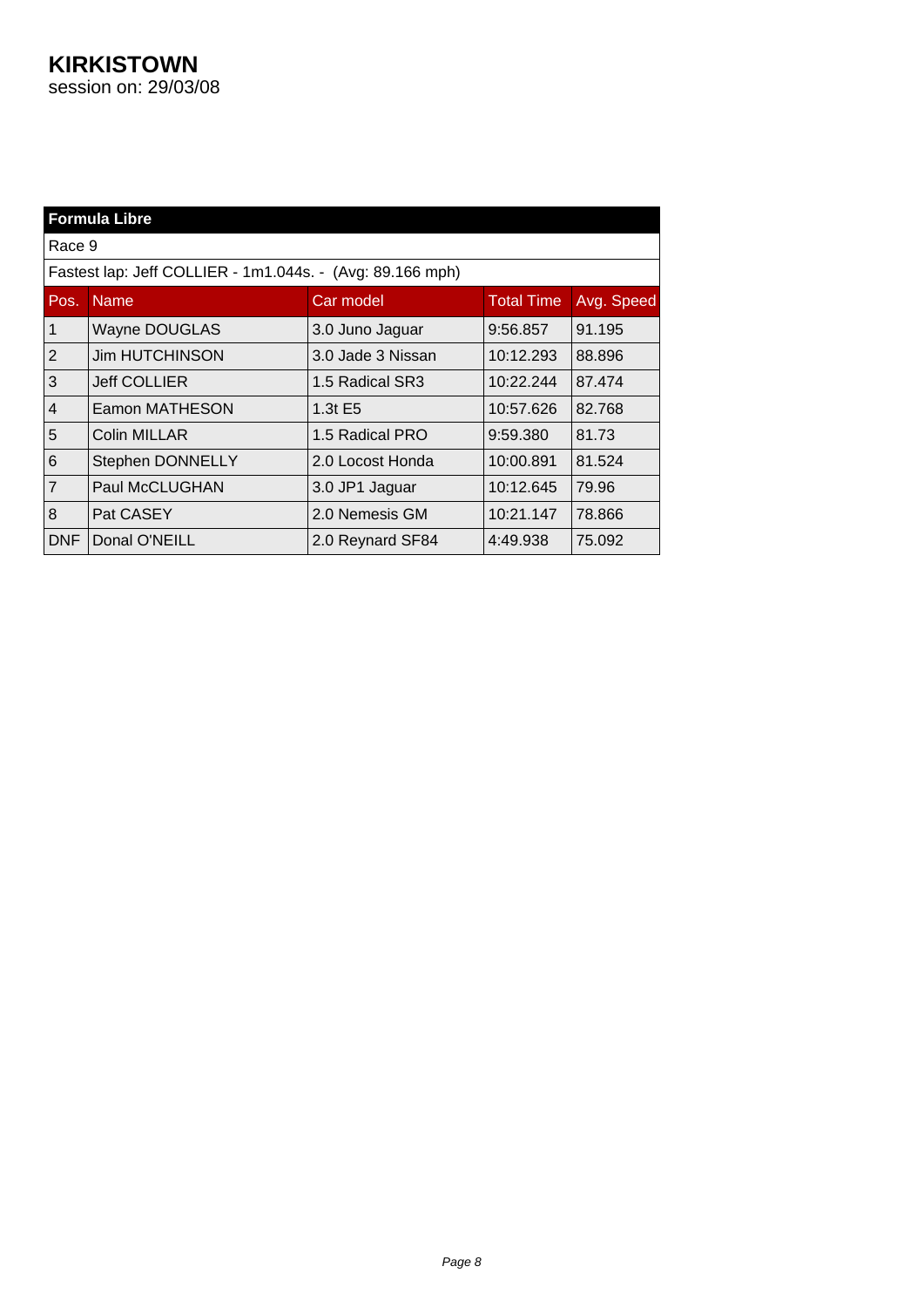# KIRKISTOWN

session on: 29/03/08

| Formula Libre | | | | |
|---|---|---|---|---|
| Race 9 | | | | |
| Fastest lap: Jeff COLLIER - 1m1.044s. - (Avg: 89.166 mph) | | | | |
| **Pos.** | **Name** | **Car model** | **Total Time** | **Avg. Speed** |
| 1 | Wayne DOUGLAS | 3.0 Juno Jaguar | 9:56.857 | 91.195 |
| 2 | Jim HUTCHINSON | 3.0 Jade 3 Nissan | 10:12.293 | 88.896 |
| 3 | Jeff COLLIER | 1.5 Radical SR3 | 10:22.244 | 87.474 |
| 4 | Eamon MATHESON | 1.3t E5 | 10:57.626 | 82.768 |
| 5 | Colin MILLAR | 1.5 Radical PRO | 9:59.380 | 81.73 |
| 6 | Stephen DONNELLY | 2.0 Locost Honda | 10:00.891 | 81.524 |
| 7 | Paul McCLUGHAN | 3.0 JP1 Jaguar | 10:12.645 | 79.96 |
| 8 | Pat CASEY | 2.0 Nemesis GM | 10:21.147 | 78.866 |
| DNF | Donal O'NEILL | 2.0 Reynard SF84 | 4:49.938 | 75.092 |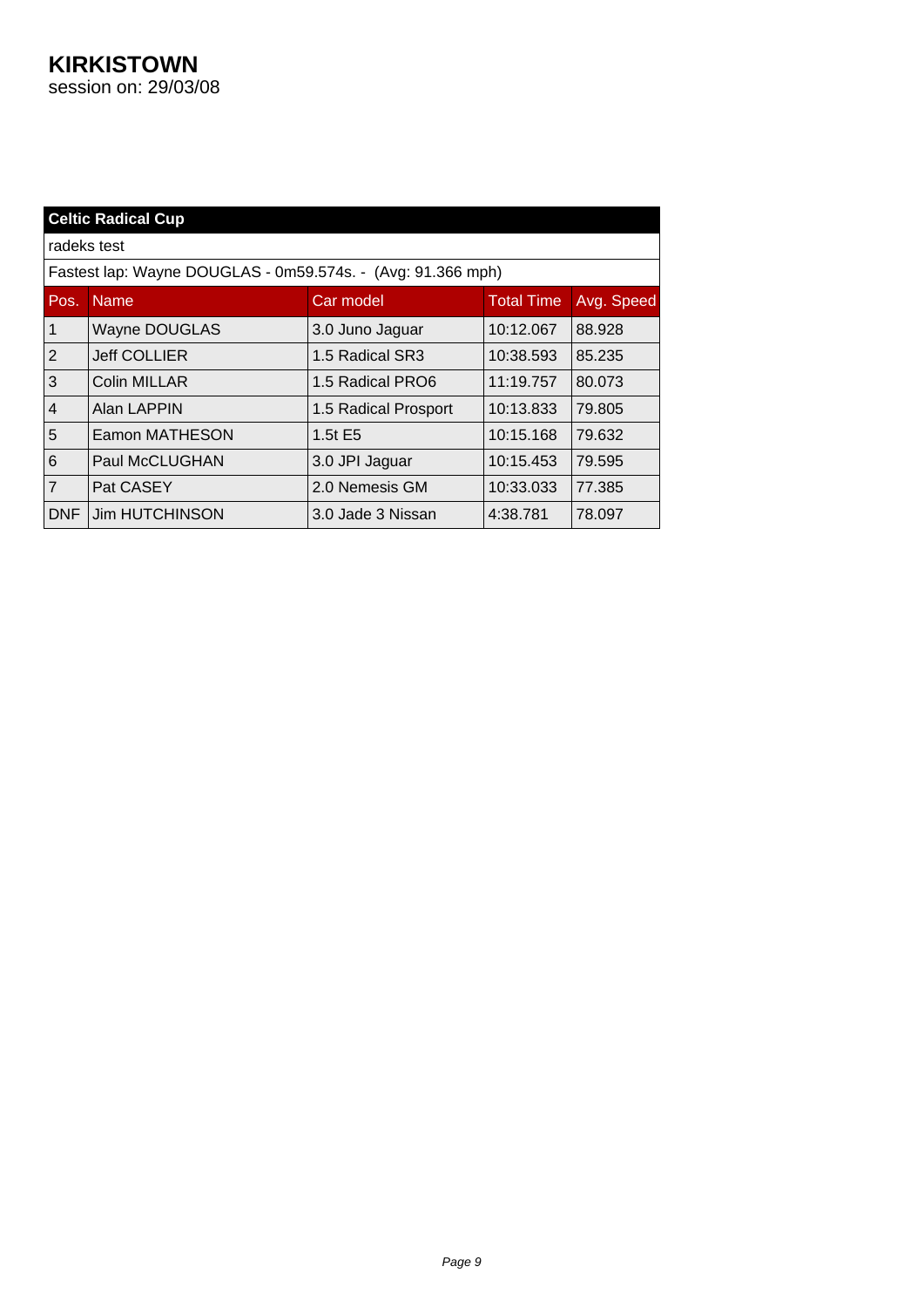# KIRKISTOWN

session on: 29/03/08

## Celtic Radical Cup

radeks test

Fastest lap: Wayne DOUGLAS - 0m59.574s. - (Avg: 91.366 mph)

| Pos. | Name | Car model | Total Time | Avg. Speed |
|---|---|---|---|---|
| 1 | Wayne DOUGLAS | 3.0 Juno Jaguar | 10:12.067 | 88.928 |
| 2 | Jeff COLLIER | 1.5 Radical SR3 | 10:38.593 | 85.235 |
| 3 | Colin MILLAR | 1.5 Radical PRO6 | 11:19.757 | 80.073 |
| 4 | Alan LAPPIN | 1.5 Radical Prosport | 10:13.833 | 79.805 |
| 5 | Eamon MATHESON | 1.5t E5 | 10:15.168 | 79.632 |
| 6 | Paul McCLUGHAN | 3.0 JPI Jaguar | 10:15.453 | 79.595 |
| 7 | Pat CASEY | 2.0 Nemesis GM | 10:33.033 | 77.385 |
| DNF | Jim HUTCHINSON | 3.0 Jade 3 Nissan | 4:38.781 | 78.097 |